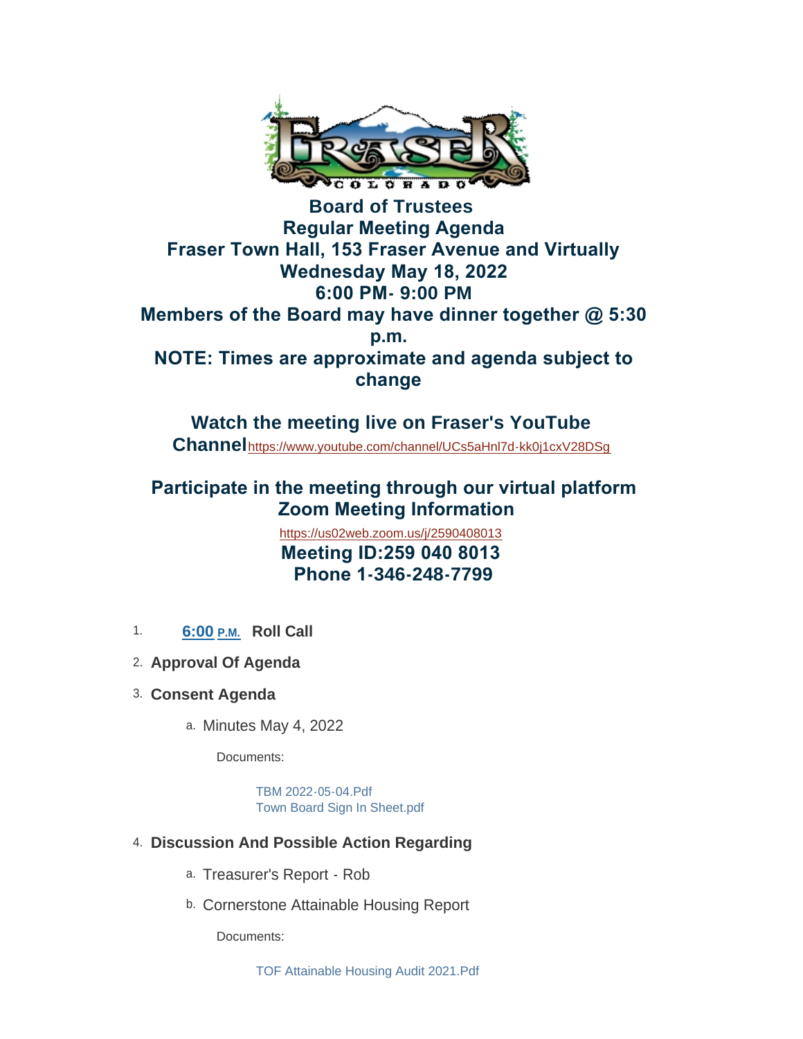# Board of Trustees
# Regular Meeting Agenda
# Fraser Town Hall, 153 Fraser Avenue and Virtually
# Wednesday May 18, 2022
# 6:00 PM- 9:00 PM
# Members of the Board may have dinner together @ 5:30 p.m.
# NOTE: Times are approximate and agenda subject to change

## Watch the meeting live on Fraser's YouTube Channel [https://www.youtube.com/channel/UCs5aHnl7d-kk0j1cxV28DSg](https://www.youtube.com/channel/UCs5aHnl7d-kk0j1cxV28DSg)

## Participate in the meeting through our virtual platform Zoom Meeting Information

[https://us02web.zoom.us/j/2590408013](https://us02web.zoom.us/j/2590408013)

**Meeting ID:259 040 8013**
**Phone 1-346-248-7799**

1. **6:00 P.M. Roll Call**
2. **Approval Of Agenda**
3. **Consent Agenda**
   a. Minutes May 4, 2022

      Documents:

      TBM 2022-05-04.Pdf
      Town Board Sign In Sheet.pdf

4. **Discussion And Possible Action Regarding**
   a. Treasurer's Report - Rob
   b. Cornerstone Attainable Housing Report

      Documents:

      TOF Attainable Housing Audit 2021.Pdf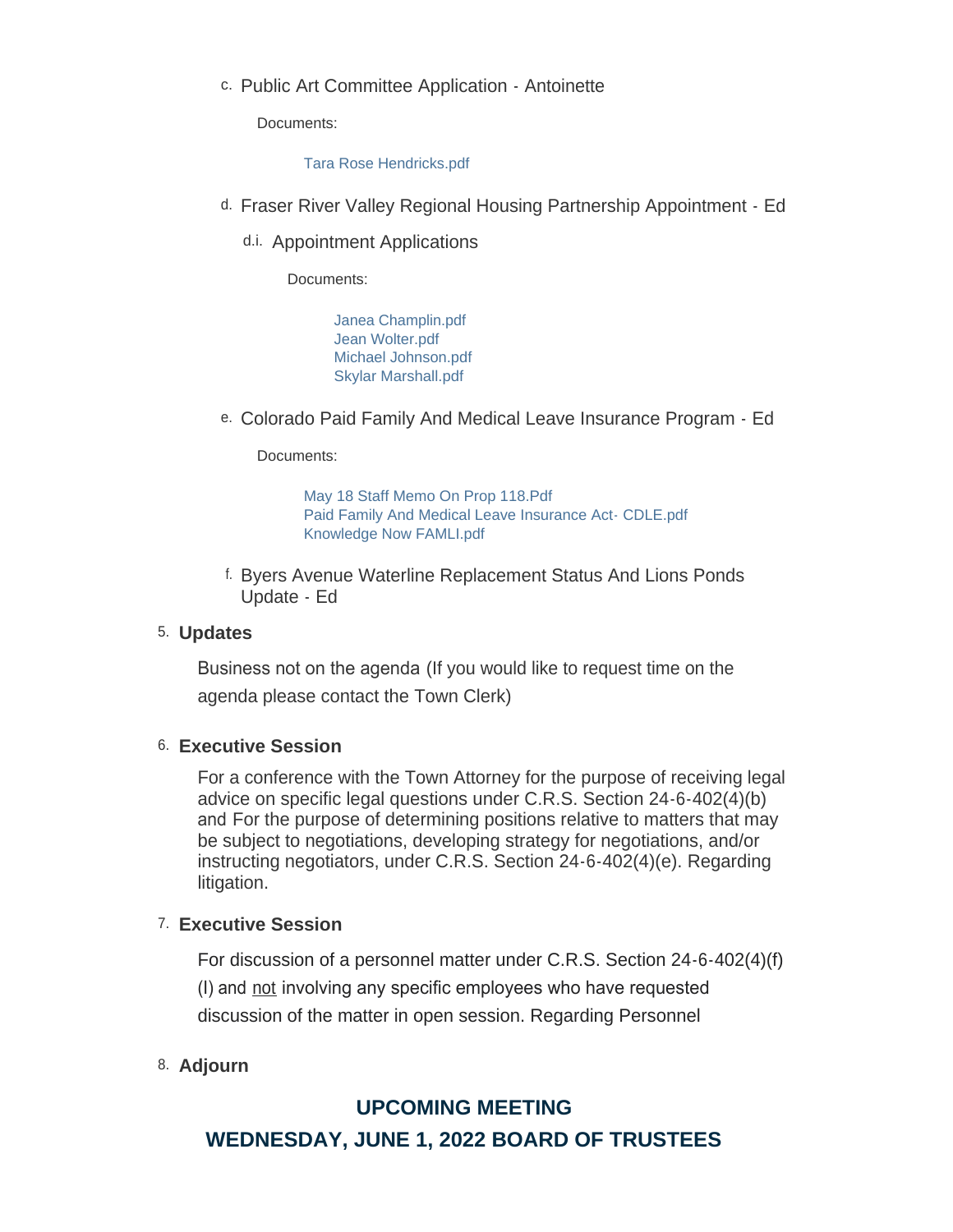c. Public Art Committee Application - Antoinette

Documents:

Tara Rose Hendricks.pdf

d. Fraser River Valley Regional Housing Partnership Appointment - Ed

d.i. Appointment Applications

Documents:

Janea Champlin.pdf
Jean Wolter.pdf
Michael Johnson.pdf
Skylar Marshall.pdf

e. Colorado Paid Family And Medical Leave Insurance Program - Ed

Documents:

May 18 Staff Memo On Prop 118.Pdf
Paid Family And Medical Leave Insurance Act- CDLE.pdf
Knowledge Now FAMLI.pdf

f. Byers Avenue Waterline Replacement Status And Lions Ponds Update - Ed

5. **Updates**

Business not on the agenda (If you would like to request time on the agenda please contact the Town Clerk)

6. **Executive Session**

For a conference with the Town Attorney for the purpose of receiving legal advice on specific legal questions under C.R.S. Section 24-6-402(4)(b) and For the purpose of determining positions relative to matters that may be subject to negotiations, developing strategy for negotiations, and/or instructing negotiators, under C.R.S. Section 24-6-402(4)(e). Regarding litigation.

7. **Executive Session**

For discussion of a personnel matter under C.R.S. Section 24-6-402(4)(f)(I) and not involving any specific employees who have requested discussion of the matter in open session. Regarding Personnel

8. **Adjourn**

## UPCOMING MEETING

## WEDNESDAY, JUNE 1, 2022 BOARD OF TRUSTEES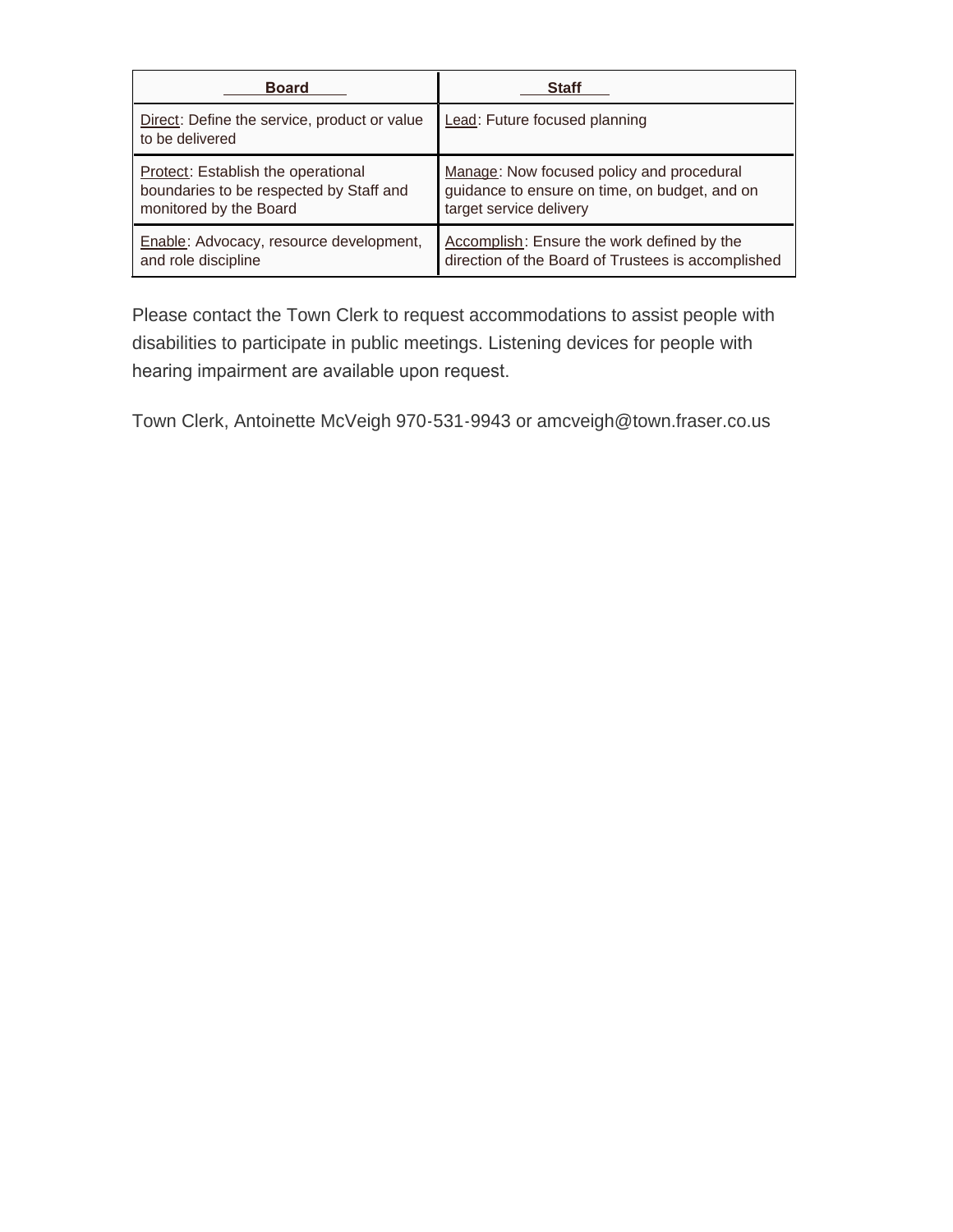| Board | Staff |
| --- | --- |
| Direct: Define the service, product or value to be delivered | Lead: Future focused planning |
| Protect: Establish the operational boundaries to be respected by Staff and monitored by the Board | Manage: Now focused policy and procedural guidance to ensure on time, on budget, and on target service delivery |
| Enable: Advocacy, resource development, and role discipline | Accomplish: Ensure the work defined by the direction of the Board of Trustees is accomplished |

Please contact the Town Clerk to request accommodations to assist people with disabilities to participate in public meetings. Listening devices for people with hearing impairment are available upon request.

Town Clerk, Antoinette McVeigh 970-531-9943 or amcveigh@town.fraser.co.us